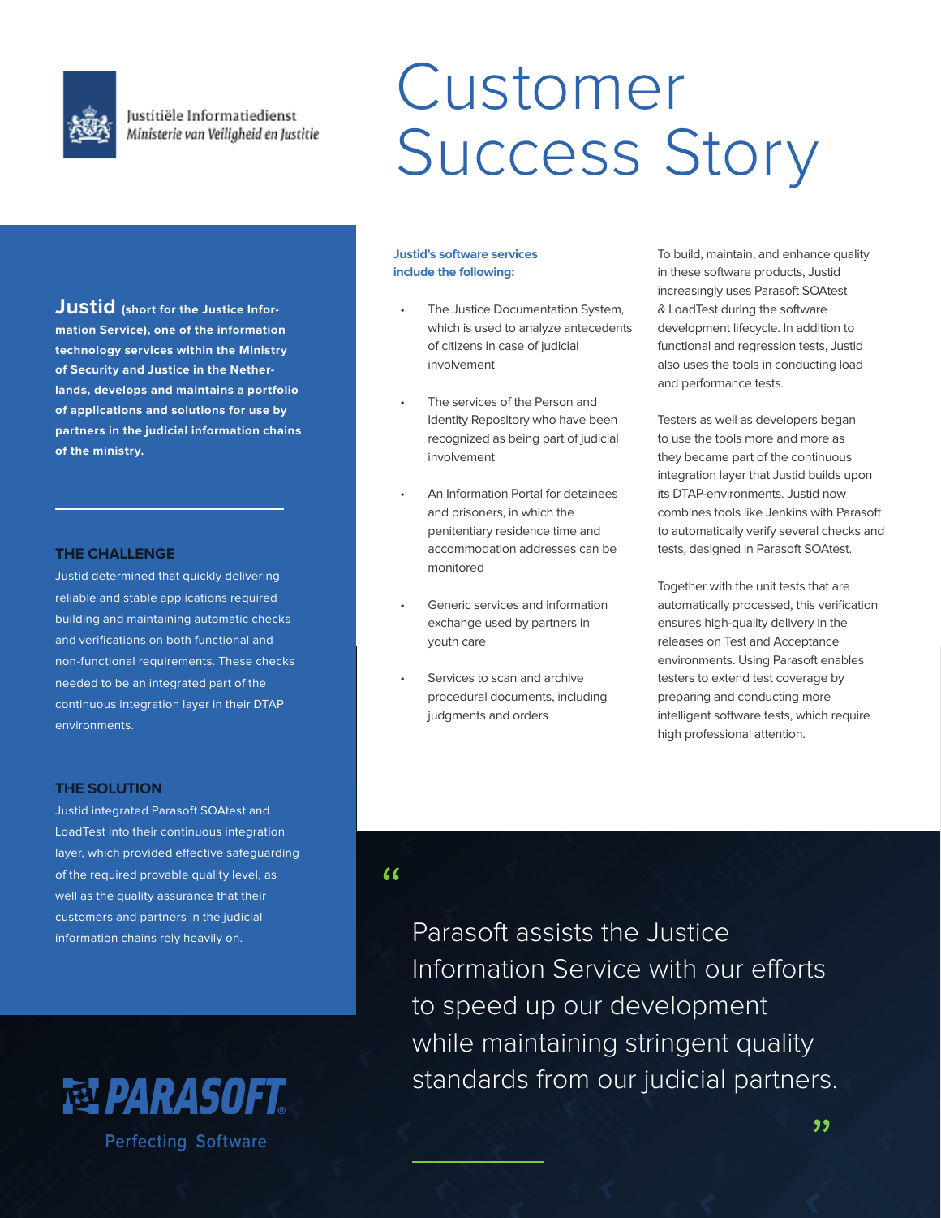Justitiële Informatiedienst
*Ministerie van Veiligheid en Justitie*

# Customer Success Story

**Justid (short for the Justice Information Service), one of the information technology services within the Ministry of Security and Justice in the Netherlands, develops and maintains a portfolio of applications and solutions for use by partners in the judicial information chains of the ministry.**

## THE CHALLENGE

Justid determined that quickly delivering reliable and stable applications required building and maintaining automatic checks and verifications on both functional and non-functional requirements. These checks needed to be an integrated part of the continuous integration layer in their DTAP environments.

## THE SOLUTION

Justid integrated Parasoft SOAtest and LoadTest into their continuous integration layer, which provided effective safeguarding of the required provable quality level, as well as the quality assurance that their customers and partners in the judicial information chains rely heavily on.

**Justid's software services include the following:**

- The Justice Documentation System, which is used to analyze antecedents of citizens in case of judicial involvement
- The services of the Person and Identity Repository who have been recognized as being part of judicial involvement
- An Information Portal for detainees and prisoners, in which the penitentiary residence time and accommodation addresses can be monitored
- Generic services and information exchange used by partners in youth care
- Services to scan and archive procedural documents, including judgments and orders

To build, maintain, and enhance quality in these software products, Justid increasingly uses Parasoft SOAtest & LoadTest during the software development lifecycle. In addition to functional and regression tests, Justid also uses the tools in conducting load and performance tests.

Testers as well as developers began to use the tools more and more as they became part of the continuous integration layer that Justid builds upon its DTAP-environments. Justid now combines tools like Jenkins with Parasoft to automatically verify several checks and tests, designed in Parasoft SOAtest.

Together with the unit tests that are automatically processed, this verification ensures high-quality delivery in the releases on Test and Acceptance environments. Using Parasoft enables testers to extend test coverage by preparing and conducting more intelligent software tests, which require high professional attention.

> "Parasoft assists the Justice Information Service with our efforts to speed up our development while maintaining stringent quality standards from our judicial partners."

PARASOFT®
Perfecting Software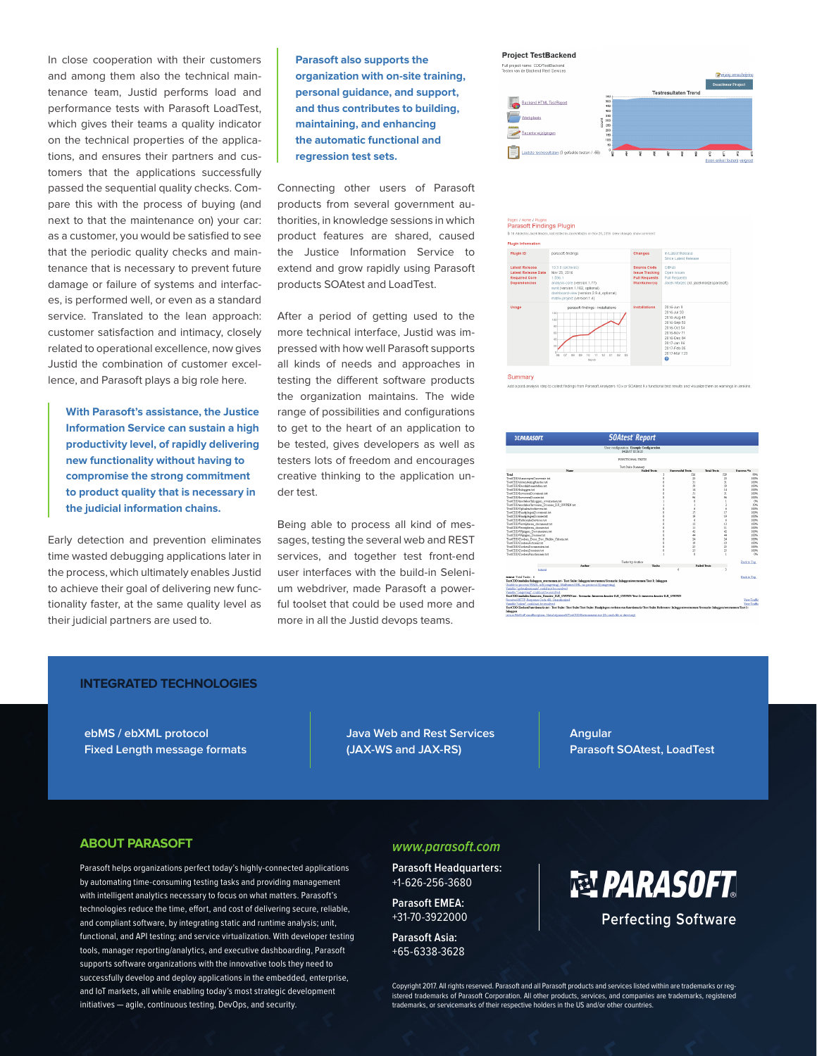In close cooperation with their customers and among them also the technical maintenance team, Justid performs load and performance tests with Parasoft LoadTest, which gives their teams a quality indicator on the technical properties of the applications, and ensures their partners and customers that the applications successfully passed the sequential quality checks. Compare this with the process of buying (and next to that the maintenance on) your car: as a customer, you would be satisfied to see that the periodic quality checks and maintenance that is necessary to prevent future damage or failure of systems and interfaces, is performed well, or even as a standard service. Translated to the lean approach: customer satisfaction and intimacy, closely related to operational excellence, now gives Justid the combination of customer excellence, and Parasoft plays a big role here.

> **With Parasoft's assistance, the Justice Information Service can sustain a high productivity level, of rapidly delivering new functionality without having to compromise the strong commitment to product quality that is necessary in the judicial information chains.**

Early detection and prevention eliminates time wasted debugging applications later in the process, which ultimately enables Justid to achieve their goal of delivering new functionality faster, at the same quality level as their judicial partners are used to.

> **Parasoft also supports the organization with on-site training, personal guidance, and support, and thus contributes to building, maintaining, and enhancing the automatic functional and regression test sets.**

Connecting other users of Parasoft products from several government authorities, in knowledge sessions in which product features are shared, caused the Justice Information Service to extend and grow rapidly using Parasoft products SOAtest and LoadTest.

After a period of getting used to the more technical interface, Justid was impressed with how well Parasoft supports all kinds of needs and approaches in testing the different software products the organization maintains. The wide range of possibilities and configurations to get to the heart of an application to be tested, gives developers as well as testers lots of freedom and encourages creative thinking to the application under test.

Being able to process all kind of messages, testing the several web and REST services, and together test front-end user interfaces with the build-in Selenium webdriver, made Parasoft a powerful toolset that could be used more and more in all the Justid devops teams.

## INTEGRATED TECHNOLOGIES

**ebMS / ebXML protocol**
**Fixed Length message formats**

**Java Web and Rest Services (JAX-WS and JAX-RS)**

**Angular**
**Parasoft SOAtest, LoadTest**

## ABOUT PARASOFT

Parasoft helps organizations perfect today's highly-connected applications by automating time-consuming testing tasks and providing management with intelligent analytics necessary to focus on what matters. Parasoft's technologies reduce the time, effort, and cost of delivering secure, reliable, and compliant software, by integrating static and runtime analysis; unit, functional, and API testing; and service virtualization. With developer testing tools, manager reporting/analytics, and executive dashboarding, Parasoft supports software organizations with the innovative tools they need to successfully develop and deploy applications in the embedded, enterprise, and IoT markets, all while enabling today's most strategic development initiatives — agile, continuous testing, DevOps, and security.

*www.parasoft.com*

**Parasoft Headquarters:**
+1-626-256-3680

**Parasoft EMEA:**
+31-70-3922000

**Parasoft Asia:**
+65-6338-3628

PARASOFT
Perfecting Software

Copyright 2017. All rights reserved. Parasoft and all Parasoft products and services listed within are trademarks or registered trademarks of Parasoft Corporation. All other products, services, and companies are trademarks, registered trademarks, or servicemarks of their respective holders in the US and/or other countries.